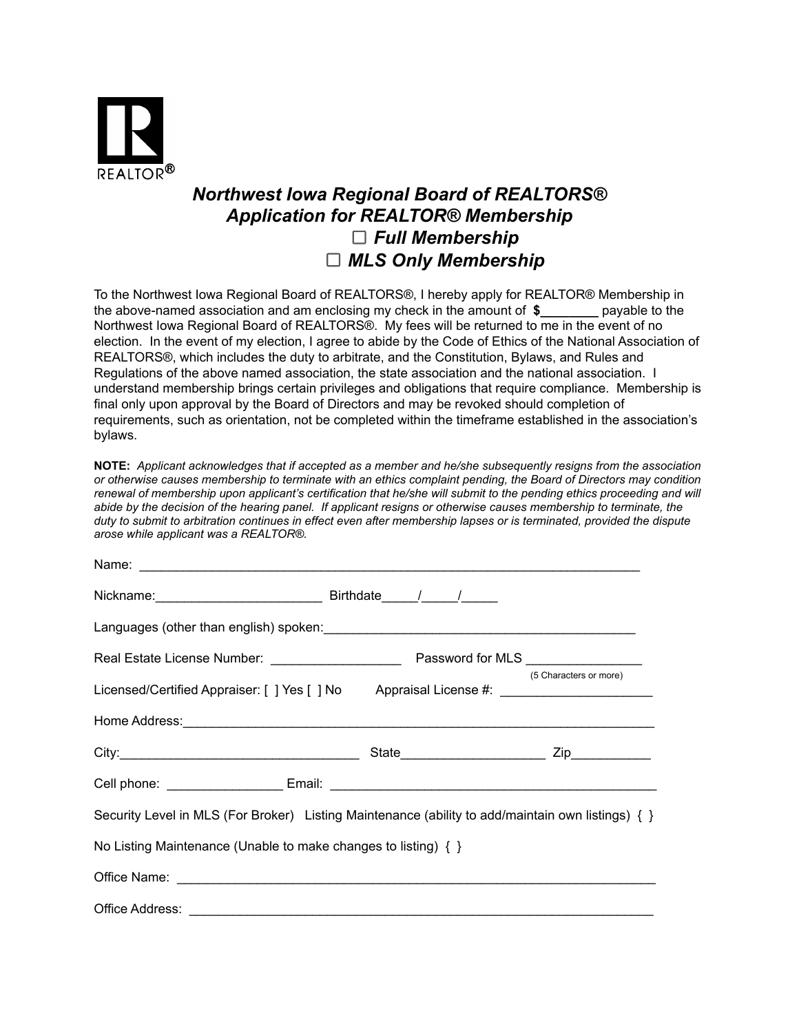REALTOR®

# *Northwest Iowa Regional Board of REALTORS®*
## *Application for REALTOR® Membership*

☐ ***Full Membership***

☐ ***MLS Only Membership***

To the Northwest Iowa Regional Board of REALTORS®, I hereby apply for REALTOR® Membership in the above-named association and am enclosing my check in the amount of **$________** payable to the Northwest Iowa Regional Board of REALTORS®. My fees will be returned to me in the event of no election. In the event of my election, I agree to abide by the Code of Ethics of the National Association of REALTORS®, which includes the duty to arbitrate, and the Constitution, Bylaws, and Rules and Regulations of the above named association, the state association and the national association. I understand membership brings certain privileges and obligations that require compliance. Membership is final only upon approval by the Board of Directors and may be revoked should completion of requirements, such as orientation, not be completed within the timeframe established in the association's bylaws.

**NOTE:** *Applicant acknowledges that if accepted as a member and he/she subsequently resigns from the association or otherwise causes membership to terminate with an ethics complaint pending, the Board of Directors may condition renewal of membership upon applicant's certification that he/she will submit to the pending ethics proceeding and will abide by the decision of the hearing panel. If applicant resigns or otherwise causes membership to terminate, the duty to submit to arbitration continues in effect even after membership lapses or is terminated, provided the dispute arose while applicant was a REALTOR®.*

Name: ___________________________________________________________________________

Nickname:_______________________ Birthdate_____/_____/_____

Languages (other than english) spoken:___________________________________________

Real Estate License Number: __________________ Password for MLS _______________ (5 Characters or more)

Licensed/Certified Appraiser: [ ] Yes [ ] No Appraisal License #: _____________________

Home Address:_________________________________________________________________

City:_________________________________ State____________________ Zip___________

Cell phone: ________________ Email: _____________________________________________

Security Level in MLS (For Broker) Listing Maintenance (ability to add/maintain own listings) { }

No Listing Maintenance (Unable to make changes to listing) { }

Office Name: __________________________________________________________________

Office Address: ________________________________________________________________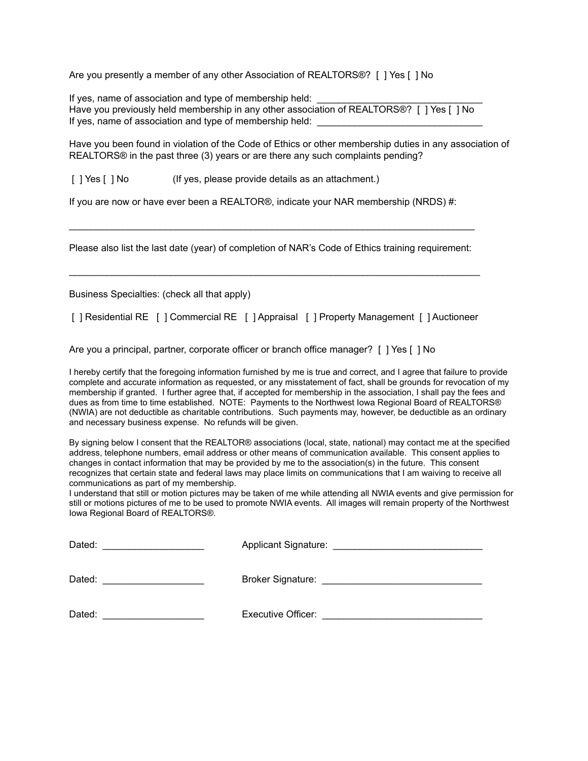Are you presently a member of any other Association of REALTORS®? [ ] Yes [ ] No

If yes, name of association and type of membership held: _______________________________
Have you previously held membership in any other association of REALTORS®? [ ] Yes [ ] No
If yes, name of association and type of membership held: _______________________________

Have you been found in violation of the Code of Ethics or other membership duties in any association of REALTORS® in the past three (3) years or are there any such complaints pending?

[ ] Yes [ ] No (If yes, please provide details as an attachment.)

If you are now or have ever been a REALTOR®, indicate your NAR membership (NRDS) #:

_______________________________________________________________________________

Please also list the last date (year) of completion of NAR's Code of Ethics training requirement:

_______________________________________________________________________________

Business Specialties: (check all that apply)

[ ] Residential RE [ ] Commercial RE [ ] Appraisal [ ] Property Management [ ] Auctioneer

Are you a principal, partner, corporate officer or branch office manager? [ ] Yes [ ] No

I hereby certify that the foregoing information furnished by me is true and correct, and I agree that failure to provide complete and accurate information as requested, or any misstatement of fact, shall be grounds for revocation of my membership if granted. I further agree that, if accepted for membership in the association, I shall pay the fees and dues as from time to time established. NOTE: Payments to the Northwest Iowa Regional Board of REALTORS® (NWIA) are not deductible as charitable contributions. Such payments may, however, be deductible as an ordinary and necessary business expense. No refunds will be given.

By signing below I consent that the REALTOR® associations (local, state, national) may contact me at the specified address, telephone numbers, email address or other means of communication available. This consent applies to changes in contact information that may be provided by me to the association(s) in the future. This consent recognizes that certain state and federal laws may place limits on communications that I am waiving to receive all communications as part of my membership.
I understand that still or motion pictures may be taken of me while attending all NWIA events and give permission for still or motions pictures of me to be used to promote NWIA events. All images will remain property of the Northwest Iowa Regional Board of REALTORS®.

Dated: ___________________ Applicant Signature: ____________________________

Dated: ___________________ Broker Signature: ______________________________

Dated: ___________________ Executive Officer: ______________________________